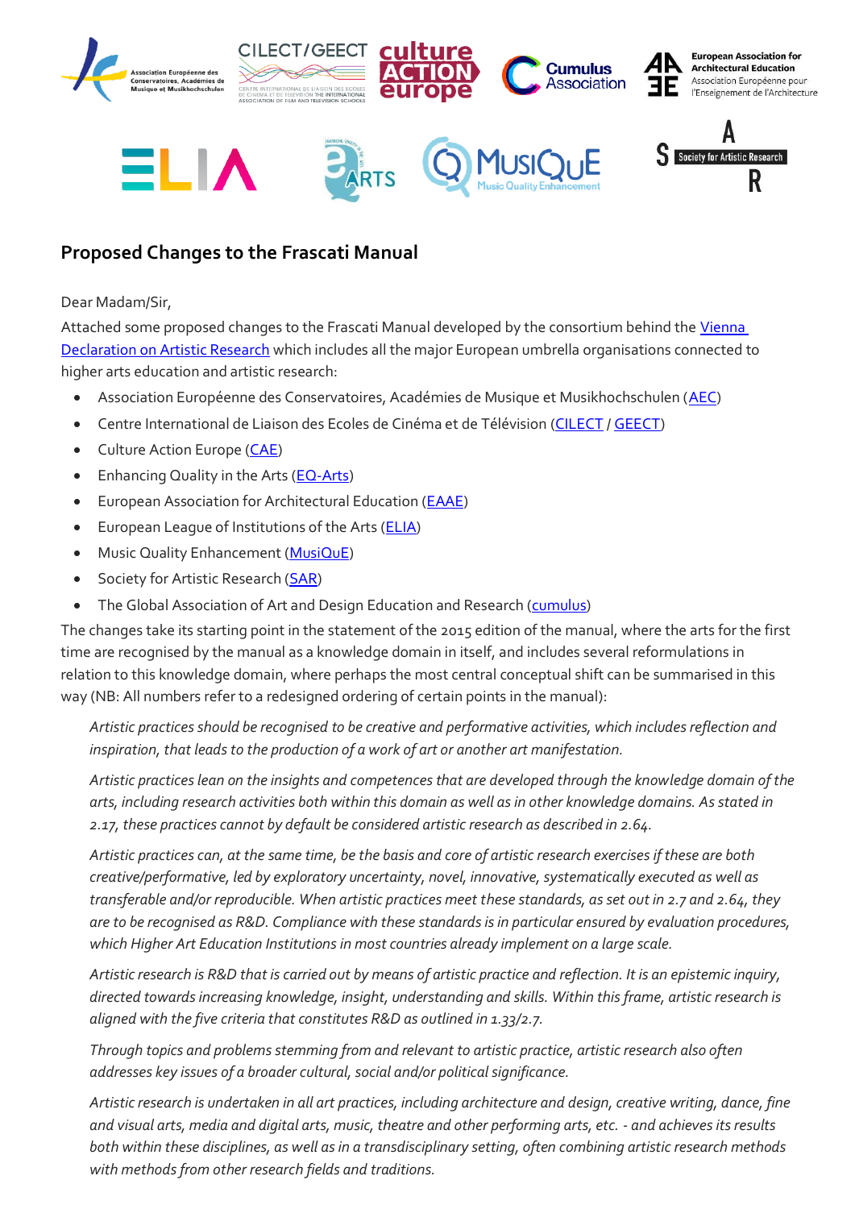## Proposed Changes to the Frascati Manual

Dear Madam/Sir,

Attached some proposed changes to the Frascati Manual developed by the consortium behind the Vienna Declaration on Artistic Research which includes all the major European umbrella organisations connected to higher arts education and artistic research:

- Association Européenne des Conservatoires, Académies de Musique et Musikhochschulen (AEC)
- Centre International de Liaison des Ecoles de Cinéma et de Télévision (CILECT / GEECT)
- Culture Action Europe (CAE)
- Enhancing Quality in the Arts (EQ-Arts)
- European Association for Architectural Education (EAAE)
- European League of Institutions of the Arts (ELIA)
- Music Quality Enhancement (MusiQuE)
- Society for Artistic Research (SAR)
- The Global Association of Art and Design Education and Research (cumulus)

The changes take its starting point in the statement of the 2015 edition of the manual, where the arts for the first time are recognised by the manual as a knowledge domain in itself, and includes several reformulations in relation to this knowledge domain, where perhaps the most central conceptual shift can be summarised in this way (NB: All numbers refer to a redesigned ordering of certain points in the manual):

> *Artistic practices should be recognised to be creative and performative activities, which includes reflection and inspiration, that leads to the production of a work of art or another art manifestation.*
>
> *Artistic practices lean on the insights and competences that are developed through the knowledge domain of the arts, including research activities both within this domain as well as in other knowledge domains. As stated in 2.17, these practices cannot by default be considered artistic research as described in 2.64.*
>
> *Artistic practices can, at the same time, be the basis and core of artistic research exercises if these are both creative/performative, led by exploratory uncertainty, novel, innovative, systematically executed as well as transferable and/or reproducible. When artistic practices meet these standards, as set out in 2.7 and 2.64, they are to be recognised as R&D. Compliance with these standards is in particular ensured by evaluation procedures, which Higher Art Education Institutions in most countries already implement on a large scale.*
>
> *Artistic research is R&D that is carried out by means of artistic practice and reflection. It is an epistemic inquiry, directed towards increasing knowledge, insight, understanding and skills. Within this frame, artistic research is aligned with the five criteria that constitutes R&D as outlined in 1.33/2.7.*
>
> *Through topics and problems stemming from and relevant to artistic practice, artistic research also often addresses key issues of a broader cultural, social and/or political significance.*
>
> *Artistic research is undertaken in all art practices, including architecture and design, creative writing, dance, fine and visual arts, media and digital arts, music, theatre and other performing arts, etc. - and achieves its results both within these disciplines, as well as in a transdisciplinary setting, often combining artistic research methods with methods from other research fields and traditions.*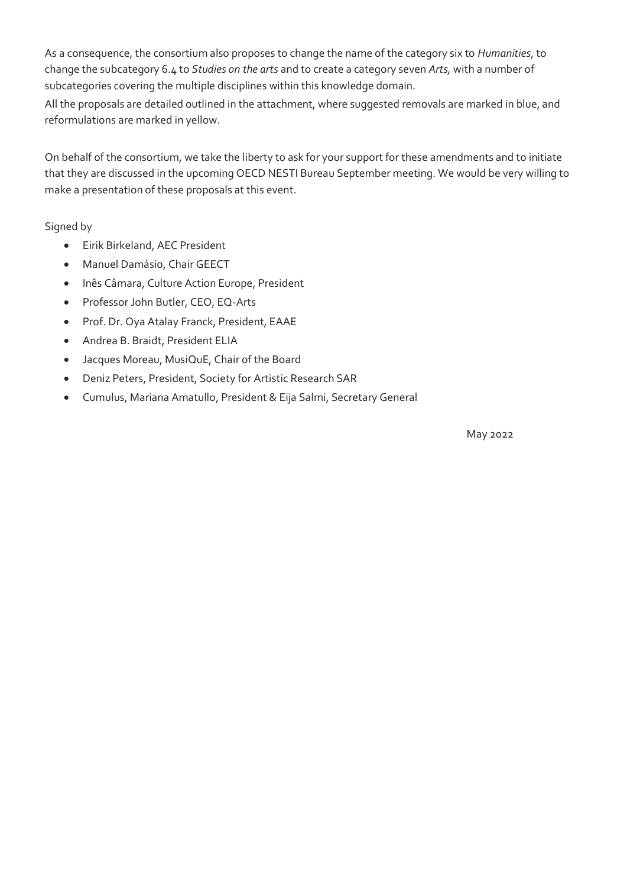As a consequence, the consortium also proposes to change the name of the category six to *Humanities*, to change the subcategory 6.4 to *Studies on the arts* and to create a category seven *Arts,* with a number of subcategories covering the multiple disciplines within this knowledge domain.

All the proposals are detailed outlined in the attachment, where suggested removals are marked in blue, and reformulations are marked in yellow.

On behalf of the consortium, we take the liberty to ask for your support for these amendments and to initiate that they are discussed in the upcoming OECD NESTI Bureau September meeting. We would be very willing to make a presentation of these proposals at this event.

Signed by

- Eirik Birkeland, AEC President
- Manuel Damásio, Chair GEECT
- Inês Câmara, Culture Action Europe, President
- Professor John Butler, CEO, EQ-Arts
- Prof. Dr. Oya Atalay Franck, President, EAAE
- Andrea B. Braidt, President ELIA
- Jacques Moreau, MusiQuE, Chair of the Board
- Deniz Peters, President, Society for Artistic Research SAR
- Cumulus, Mariana Amatullo, President & Eija Salmi, Secretary General

May 2022